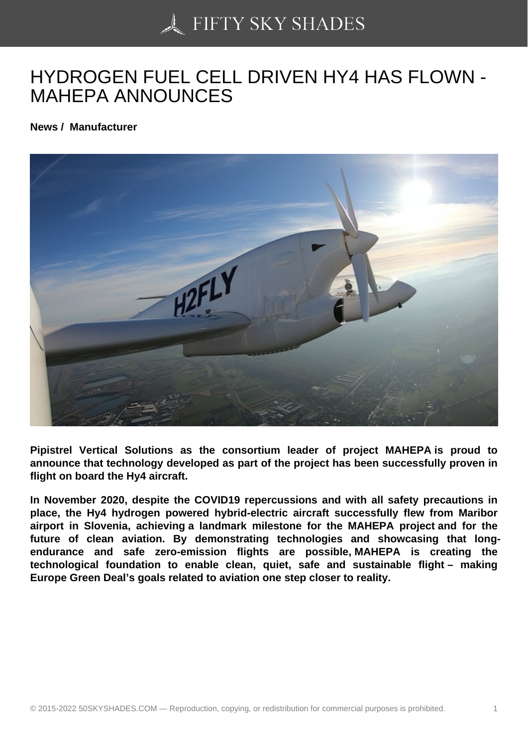# HYDROGEN FUEL CELL DRIVEN HY4 HAS FLOWN - MAHEPA ANNOUNCES

**News / Manufacturer**

**Pipistrel Vertical Solutions as the consortium leader of project MAHEPA is proud to announce that technology developed as part of the project has been successfully proven in flight on board the Hy4 aircraft.**

**In November 2020, despite the COVID19 repercussions and with all safety precautions in place, the Hy4 hydrogen powered hybrid-electric aircraft successfully flew from Maribor airport in Slovenia, achieving a landmark milestone for the MAHEPA project and for the future of clean aviation. By demonstrating technologies and showcasing that long-endurance and safe zero-emission flights are possible, MAHEPA is creating the technological foundation to enable clean, quiet, safe and sustainable flight – making Europe Green Deal's goals related to aviation one step closer to reality.**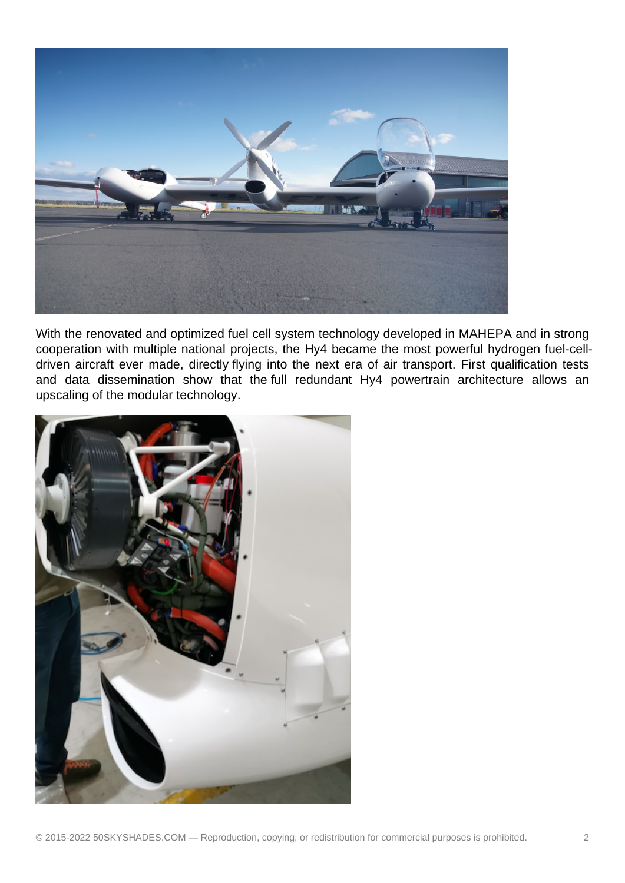With the renovated and optimized fuel cell system technology developed in MAHEPA and in strong cooperation with multiple national projects, the Hy4 became the most powerful hydrogen fuel-cell-driven aircraft ever made, directly flying into the next era of air transport. First qualification tests and data dissemination show that the full redundant Hy4 powertrain architecture allows an upscaling of the modular technology.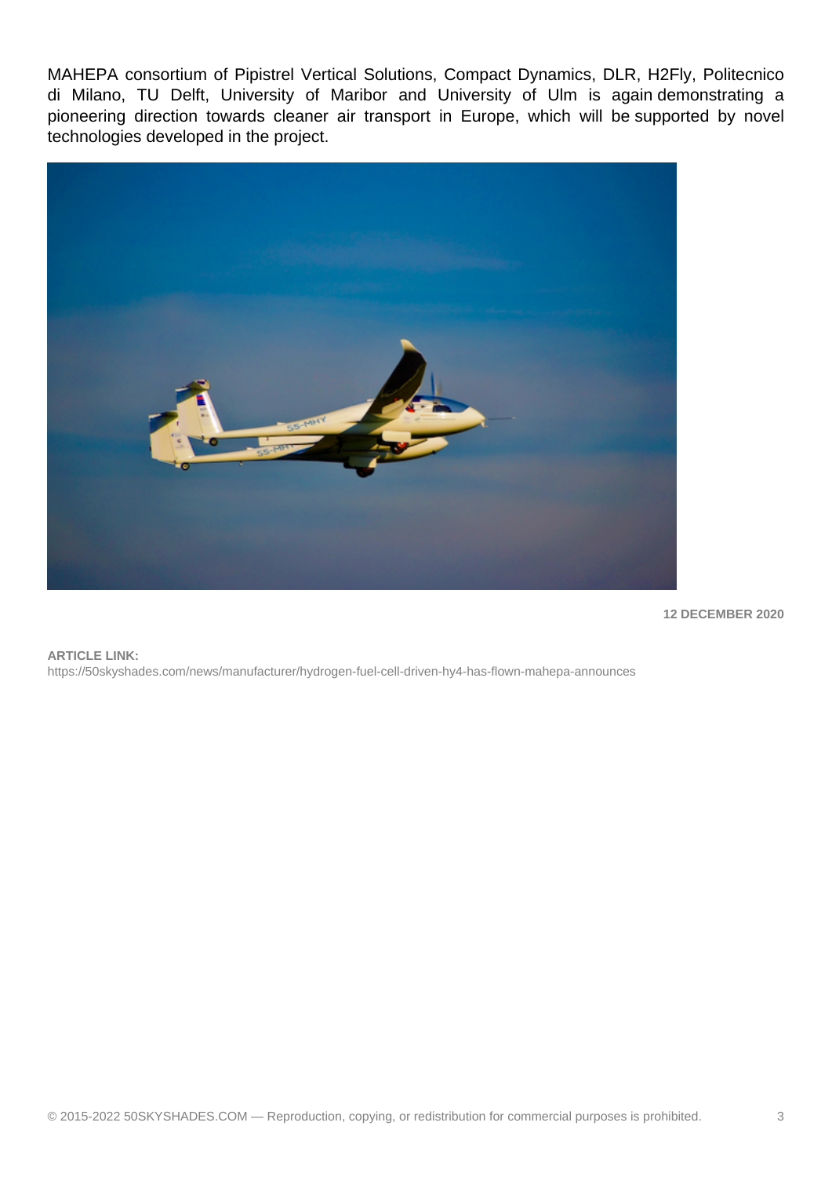MAHEPA consortium of Pipistrel Vertical Solutions, Compact Dynamics, DLR, H2Fly, Politecnico di Milano, TU Delft, University of Maribor and University of Ulm is again demonstrating a pioneering direction towards cleaner air transport in Europe, which will be supported by novel technologies developed in the project.

**12 DECEMBER 2020**

**ARTICLE LINK:**
https://50skyshades.com/news/manufacturer/hydrogen-fuel-cell-driven-hy4-has-flown-mahepa-announces